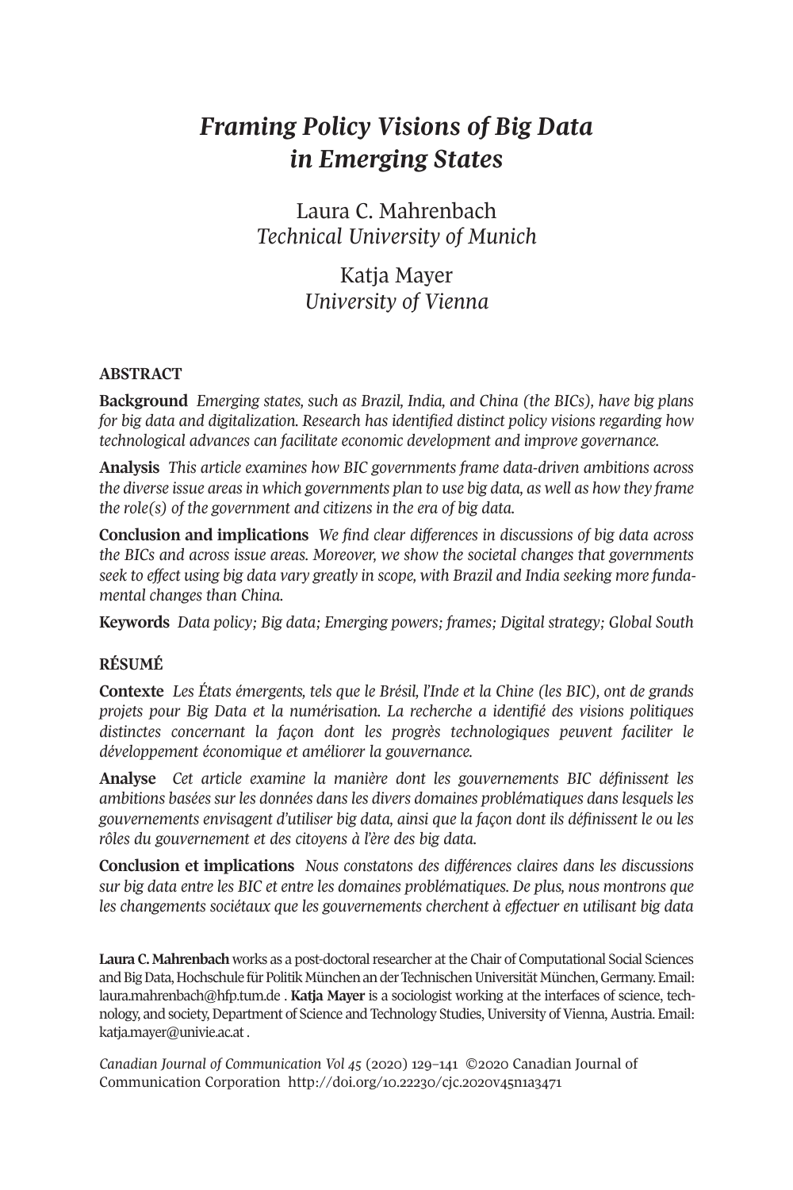# *Framing Policy Visions of Big Data in Emerging States*

Laura C. Mahrenbach
*Technical University of Munich*

Katja Mayer
*University of Vienna*

## ABSTRACT

**Background** *Emerging states, such as Brazil, India, and China (the BICs), have big plans for big data and digitalization. Research has identified distinct policy visions regarding how technological advances can facilitate economic development and improve governance.*

**Analysis** *This article examines how BIC governments frame data-driven ambitions across the diverse issue areas in which governments plan to use big data, as well as how they frame the role(s) of the government and citizens in the era of big data.*

**Conclusion and implications** *We find clear differences in discussions of big data across the BICs and across issue areas. Moreover, we show the societal changes that governments seek to effect using big data vary greatly in scope, with Brazil and India seeking more fundamental changes than China.*

**Keywords** *Data policy; Big data; Emerging powers; frames; Digital strategy; Global South*

## RÉSUMÉ

**Contexte** *Les États émergents, tels que le Brésil, l'Inde et la Chine (les BIC), ont de grands projets pour Big Data et la numérisation. La recherche a identifié des visions politiques distinctes concernant la façon dont les progrès technologiques peuvent faciliter le développement économique et améliorer la gouvernance.*

**Analyse** *Cet article examine la manière dont les gouvernements BIC définissent les ambitions basées sur les données dans les divers domaines problématiques dans lesquels les gouvernements envisagent d'utiliser big data, ainsi que la façon dont ils définissent le ou les rôles du gouvernement et des citoyens à l'ère des big data.*

**Conclusion et implications** *Nous constatons des différences claires dans les discussions sur big data entre les BIC et entre les domaines problématiques. De plus, nous montrons que les changements sociétaux que les gouvernements cherchent à effectuer en utilisant big data*

**Laura C. Mahrenbach** works as a post-doctoral researcher at the Chair of Computational Social Sciences and Big Data, Hochschule für Politik München an der Technischen Universität München, Germany. Email: laura.mahrenbach@hfp.tum.de . **Katja Mayer** is a sociologist working at the interfaces of science, technology, and society, Department of Science and Technology Studies, University of Vienna, Austria. Email: katja.mayer@univie.ac.at .

*Canadian Journal of Communication Vol 45* (2020) 129–141 ©2020 Canadian Journal of Communication Corporation http://doi.org/10.22230/cjc.2020v45n1a3471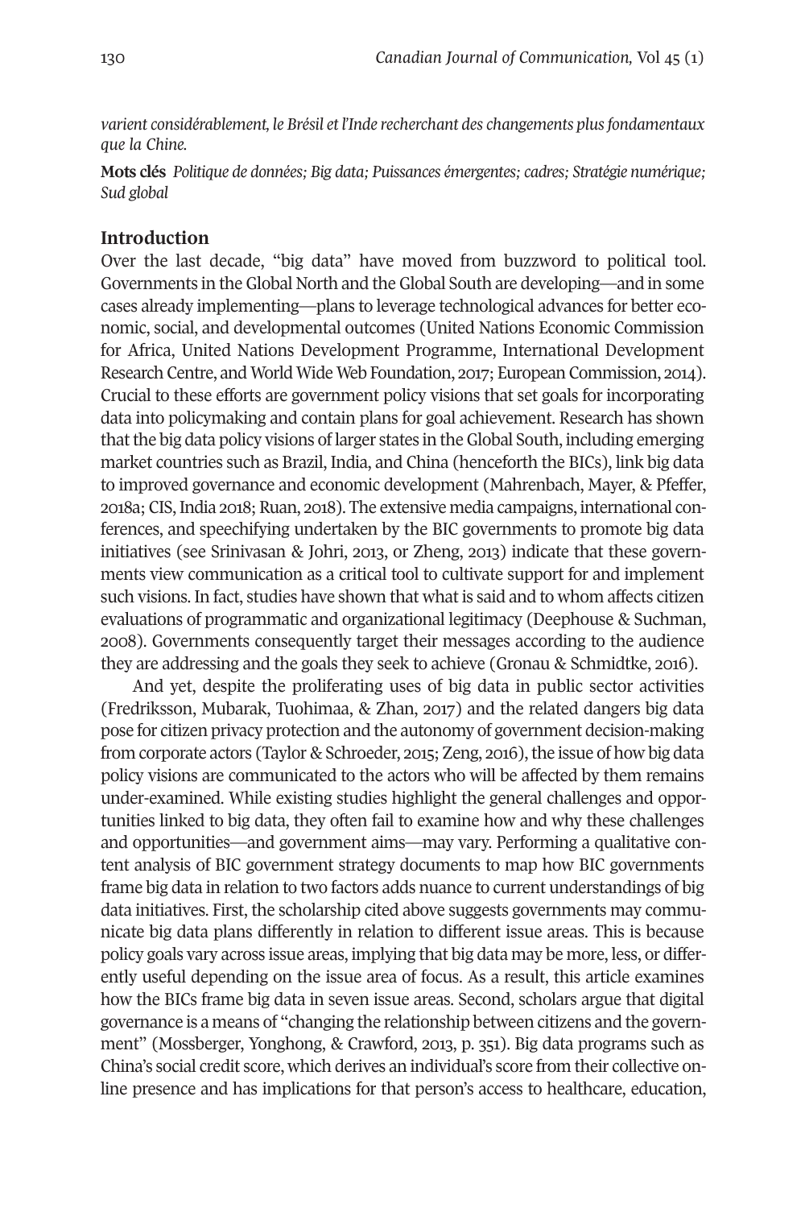*varient considérablement, le Brésil et l'Inde recherchant des changements plus fondamentaux que la Chine.*

**Mots clés** *Politique de données; Big data; Puissances émergentes; cadres; Stratégie numérique; Sud global*

## Introduction

Over the last decade, "big data" have moved from buzzword to political tool. Governments in the Global North and the Global South are developing—and in some cases already implementing—plans to leverage technological advances for better economic, social, and developmental outcomes (United Nations Economic Commission for Africa, United Nations Development Programme, International Development Research Centre, and World Wide Web Foundation, 2017; European Commission, 2014). Crucial to these efforts are government policy visions that set goals for incorporating data into policymaking and contain plans for goal achievement. Research has shown that the big data policy visions of larger states in the Global South, including emerging market countries such as Brazil, India, and China (henceforth the BICs), link big data to improved governance and economic development (Mahrenbach, Mayer, & Pfeffer, 2018a; CIS, India 2018; Ruan, 2018). The extensive media campaigns, international conferences, and speechifying undertaken by the BIC governments to promote big data initiatives (see Srinivasan & Johri, 2013, or Zheng, 2013) indicate that these governments view communication as a critical tool to cultivate support for and implement such visions. In fact, studies have shown that what is said and to whom affects citizen evaluations of programmatic and organizational legitimacy (Deephouse & Suchman, 2008). Governments consequently target their messages according to the audience they are addressing and the goals they seek to achieve (Gronau & Schmidtke, 2016).

And yet, despite the proliferating uses of big data in public sector activities (Fredriksson, Mubarak, Tuohimaa, & Zhan, 2017) and the related dangers big data pose for citizen privacy protection and the autonomy of government decision-making from corporate actors (Taylor & Schroeder, 2015; Zeng, 2016), the issue of how big data policy visions are communicated to the actors who will be affected by them remains under-examined. While existing studies highlight the general challenges and opportunities linked to big data, they often fail to examine how and why these challenges and opportunities—and government aims—may vary. Performing a qualitative content analysis of BIC government strategy documents to map how BIC governments frame big data in relation to two factors adds nuance to current understandings of big data initiatives. First, the scholarship cited above suggests governments may communicate big data plans differently in relation to different issue areas. This is because policy goals vary across issue areas, implying that big data may be more, less, or differently useful depending on the issue area of focus. As a result, this article examines how the BICs frame big data in seven issue areas. Second, scholars argue that digital governance is a means of "changing the relationship between citizens and the government" (Mossberger, Yonghong, & Crawford, 2013, p. 351). Big data programs such as China's social credit score, which derives an individual's score from their collective online presence and has implications for that person's access to healthcare, education,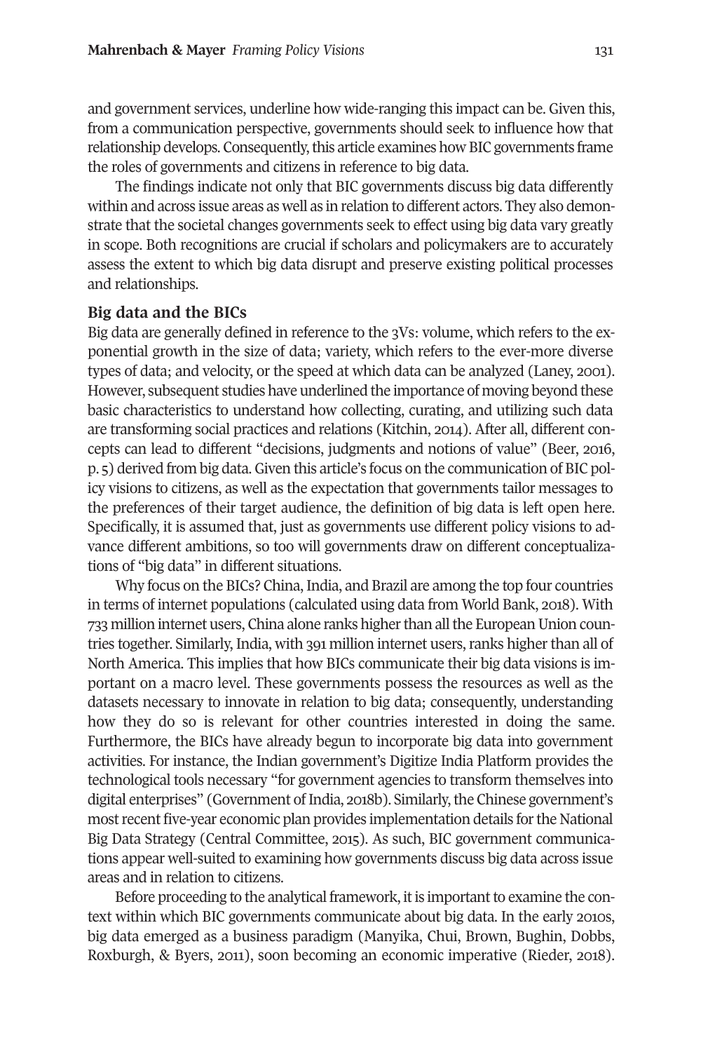and government services, underline how wide-ranging this impact can be. Given this, from a communication perspective, governments should seek to influence how that relationship develops. Consequently, this article examines how BIC governments frame the roles of governments and citizens in reference to big data.

The findings indicate not only that BIC governments discuss big data differently within and across issue areas as well as in relation to different actors. They also demonstrate that the societal changes governments seek to effect using big data vary greatly in scope. Both recognitions are crucial if scholars and policymakers are to accurately assess the extent to which big data disrupt and preserve existing political processes and relationships.

## Big data and the BICs

Big data are generally defined in reference to the 3Vs: volume, which refers to the exponential growth in the size of data; variety, which refers to the ever-more diverse types of data; and velocity, or the speed at which data can be analyzed (Laney, 2001). However, subsequent studies have underlined the importance of moving beyond these basic characteristics to understand how collecting, curating, and utilizing such data are transforming social practices and relations (Kitchin, 2014). After all, different concepts can lead to different "decisions, judgments and notions of value" (Beer, 2016, p. 5) derived from big data. Given this article's focus on the communication of BIC policy visions to citizens, as well as the expectation that governments tailor messages to the preferences of their target audience, the definition of big data is left open here. Specifically, it is assumed that, just as governments use different policy visions to advance different ambitions, so too will governments draw on different conceptualizations of "big data" in different situations.

Why focus on the BICs? China, India, and Brazil are among the top four countries in terms of internet populations (calculated using data from World Bank, 2018). With 733 million internet users, China alone ranks higher than all the European Union countries together. Similarly, India, with 391 million internet users, ranks higher than all of North America. This implies that how BICs communicate their big data visions is important on a macro level. These governments possess the resources as well as the datasets necessary to innovate in relation to big data; consequently, understanding how they do so is relevant for other countries interested in doing the same. Furthermore, the BICs have already begun to incorporate big data into government activities. For instance, the Indian government's Digitize India Platform provides the technological tools necessary "for government agencies to transform themselves into digital enterprises" (Government of India, 2018b). Similarly, the Chinese government's most recent five-year economic plan provides implementation details for the National Big Data Strategy (Central Committee, 2015). As such, BIC government communications appear well-suited to examining how governments discuss big data across issue areas and in relation to citizens.

Before proceeding to the analytical framework, it is important to examine the context within which BIC governments communicate about big data. In the early 2010s, big data emerged as a business paradigm (Manyika, Chui, Brown, Bughin, Dobbs, Roxburgh, & Byers, 2011), soon becoming an economic imperative (Rieder, 2018).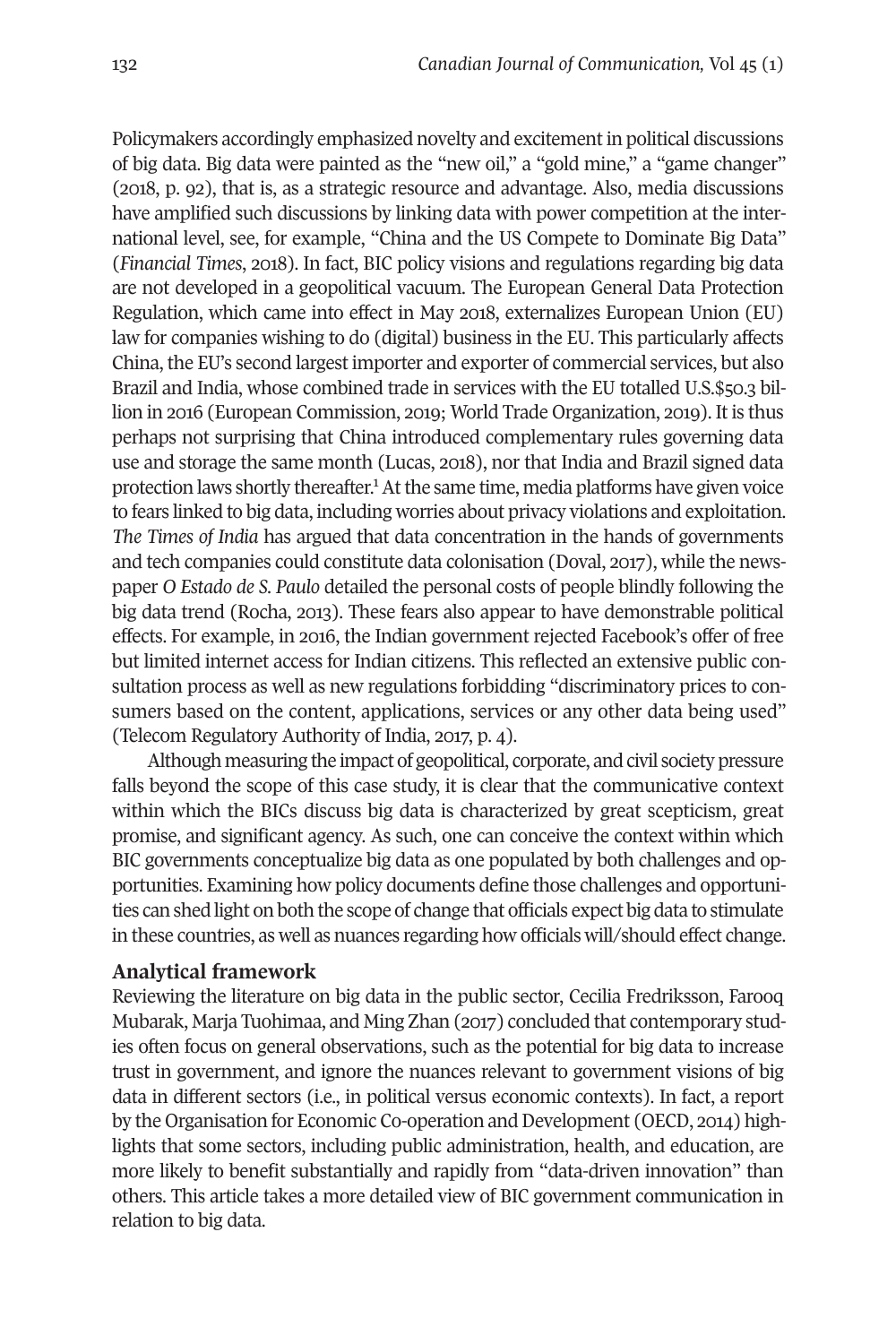Policymakers accordingly emphasized novelty and excitement in political discussions of big data. Big data were painted as the "new oil," a "gold mine," a "game changer" (2018, p. 92), that is, as a strategic resource and advantage. Also, media discussions have amplified such discussions by linking data with power competition at the international level, see, for example, "China and the US Compete to Dominate Big Data" (*Financial Times*, 2018). In fact, BIC policy visions and regulations regarding big data are not developed in a geopolitical vacuum. The European General Data Protection Regulation, which came into effect in May 2018, externalizes European Union (EU) law for companies wishing to do (digital) business in the EU. This particularly affects China, the EU's second largest importer and exporter of commercial services, but also Brazil and India, whose combined trade in services with the EU totalled U.S.$50.3 billion in 2016 (European Commission, 2019; World Trade Organization, 2019). It is thus perhaps not surprising that China introduced complementary rules governing data use and storage the same month (Lucas, 2018), nor that India and Brazil signed data protection laws shortly thereafter.[1] At the same time, media platforms have given voice to fears linked to big data, including worries about privacy violations and exploitation. *The Times of India* has argued that data concentration in the hands of governments and tech companies could constitute data colonisation (Doval, 2017), while the newspaper *O Estado de S. Paulo* detailed the personal costs of people blindly following the big data trend (Rocha, 2013). These fears also appear to have demonstrable political effects. For example, in 2016, the Indian government rejected Facebook's offer of free but limited internet access for Indian citizens. This reflected an extensive public consultation process as well as new regulations forbidding "discriminatory prices to consumers based on the content, applications, services or any other data being used" (Telecom Regulatory Authority of India, 2017, p. 4).

Although measuring the impact of geopolitical, corporate, and civil society pressure falls beyond the scope of this case study, it is clear that the communicative context within which the BICs discuss big data is characterized by great scepticism, great promise, and significant agency. As such, one can conceive the context within which BIC governments conceptualize big data as one populated by both challenges and opportunities. Examining how policy documents define those challenges and opportunities can shed light on both the scope of change that officials expect big data to stimulate in these countries, as well as nuances regarding how officials will/should effect change.

## Analytical framework

Reviewing the literature on big data in the public sector, Cecilia Fredriksson, Farooq Mubarak, Marja Tuohimaa, and Ming Zhan (2017) concluded that contemporary studies often focus on general observations, such as the potential for big data to increase trust in government, and ignore the nuances relevant to government visions of big data in different sectors (i.e., in political versus economic contexts). In fact, a report by the Organisation for Economic Co-operation and Development (OECD, 2014) highlights that some sectors, including public administration, health, and education, are more likely to benefit substantially and rapidly from "data-driven innovation" than others. This article takes a more detailed view of BIC government communication in relation to big data.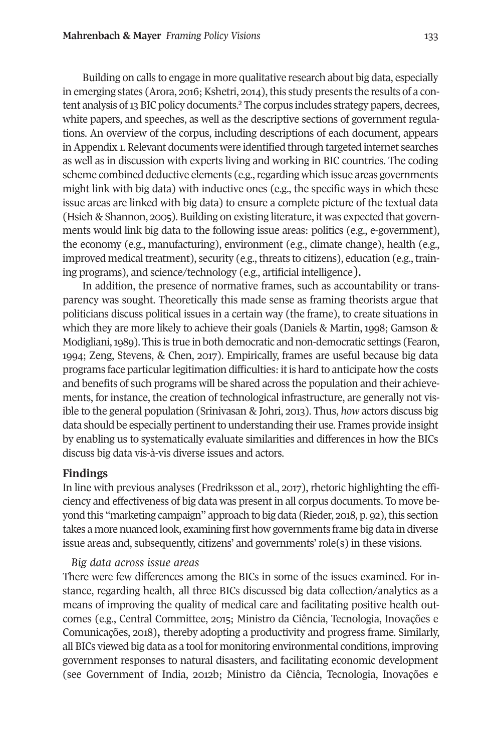Building on calls to engage in more qualitative research about big data, especially in emerging states (Arora, 2016; Kshetri, 2014), this study presents the results of a content analysis of 13 BIC policy documents.[2] The corpus includes strategy papers, decrees, white papers, and speeches, as well as the descriptive sections of government regulations. An overview of the corpus, including descriptions of each document, appears in Appendix 1. Relevant documents were identified through targeted internet searches as well as in discussion with experts living and working in BIC countries. The coding scheme combined deductive elements (e.g., regarding which issue areas governments might link with big data) with inductive ones (e.g., the specific ways in which these issue areas are linked with big data) to ensure a complete picture of the textual data (Hsieh & Shannon, 2005). Building on existing literature, it was expected that governments would link big data to the following issue areas: politics (e.g., e-government), the economy (e.g., manufacturing), environment (e.g., climate change), health (e.g., improved medical treatment), security (e.g., threats to citizens), education (e.g., training programs), and science/technology (e.g., artificial intelligence).

In addition, the presence of normative frames, such as accountability or transparency was sought. Theoretically this made sense as framing theorists argue that politicians discuss political issues in a certain way (the frame), to create situations in which they are more likely to achieve their goals (Daniels & Martin, 1998; Gamson & Modigliani, 1989). This is true in both democratic and non-democratic settings (Fearon, 1994; Zeng, Stevens, & Chen, 2017). Empirically, frames are useful because big data programs face particular legitimation difficulties: it is hard to anticipate how the costs and benefits of such programs will be shared across the population and their achievements, for instance, the creation of technological infrastructure, are generally not visible to the general population (Srinivasan & Johri, 2013). Thus, *how* actors discuss big data should be especially pertinent to understanding their use. Frames provide insight by enabling us to systematically evaluate similarities and differences in how the BICs discuss big data vis-à-vis diverse issues and actors.

## Findings

In line with previous analyses (Fredriksson et al., 2017), rhetoric highlighting the efficiency and effectiveness of big data was present in all corpus documents. To move beyond this "marketing campaign" approach to big data (Rieder, 2018, p. 92), this section takes a more nuanced look, examining first how governments frame big data in diverse issue areas and, subsequently, citizens' and governments' role(s) in these visions.

### *Big data across issue areas*

There were few differences among the BICs in some of the issues examined. For instance, regarding health, all three BICs discussed big data collection/analytics as a means of improving the quality of medical care and facilitating positive health outcomes (e.g., Central Committee, 2015; Ministro da Ciência, Tecnologia, Inovações e Comunicações, 2018), thereby adopting a productivity and progress frame. Similarly, all BICs viewed big data as a tool for monitoring environmental conditions, improving government responses to natural disasters, and facilitating economic development (see Government of India, 2012b; Ministro da Ciência, Tecnologia, Inovações e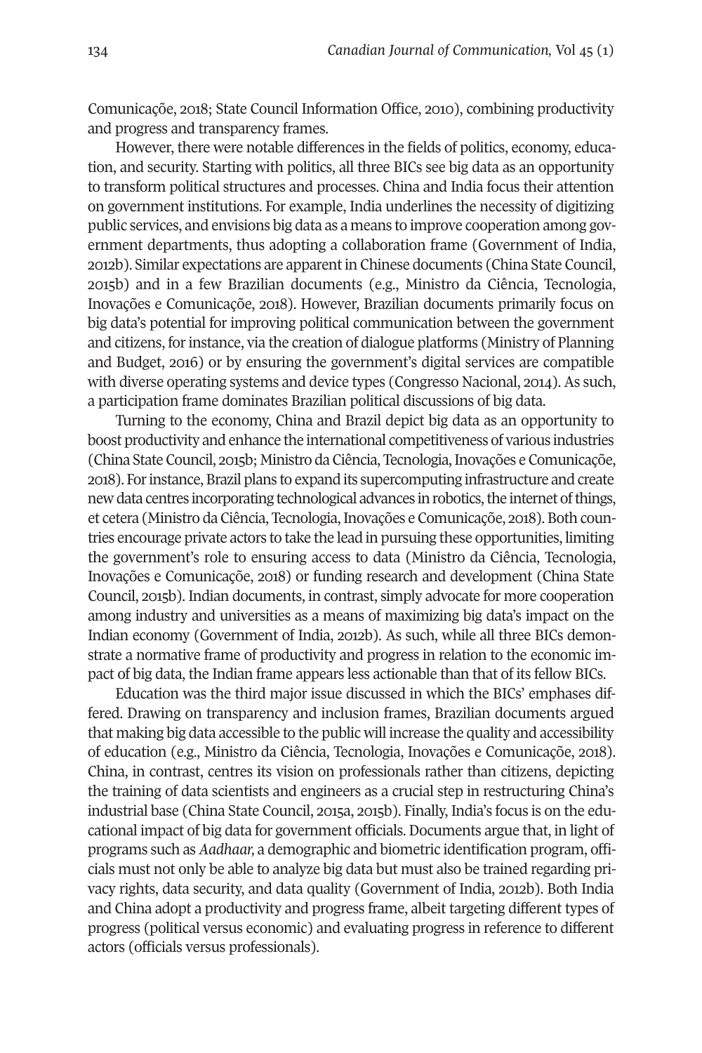Comunicaçõe, 2018; State Council Information Office, 2010), combining productivity and progress and transparency frames.

However, there were notable differences in the fields of politics, economy, education, and security. Starting with politics, all three BICs see big data as an opportunity to transform political structures and processes. China and India focus their attention on government institutions. For example, India underlines the necessity of digitizing public services, and envisions big data as a means to improve cooperation among government departments, thus adopting a collaboration frame (Government of India, 2012b). Similar expectations are apparent in Chinese documents (China State Council, 2015b) and in a few Brazilian documents (e.g., Ministro da Ciência, Tecnologia, Inovações e Comunicaçõe, 2018). However, Brazilian documents primarily focus on big data's potential for improving political communication between the government and citizens, for instance, via the creation of dialogue platforms (Ministry of Planning and Budget, 2016) or by ensuring the government's digital services are compatible with diverse operating systems and device types (Congresso Nacional, 2014). As such, a participation frame dominates Brazilian political discussions of big data.

Turning to the economy, China and Brazil depict big data as an opportunity to boost productivity and enhance the international competitiveness of various industries (China State Council, 2015b; Ministro da Ciência, Tecnologia, Inovações e Comunicaçõe, 2018). For instance, Brazil plans to expand its supercomputing infrastructure and create new data centres incorporating technological advances in robotics, the internet of things, et cetera (Ministro da Ciência, Tecnologia, Inovações e Comunicaçõe, 2018). Both countries encourage private actors to take the lead in pursuing these opportunities, limiting the government's role to ensuring access to data (Ministro da Ciência, Tecnologia, Inovações e Comunicaçõe, 2018) or funding research and development (China State Council, 2015b). Indian documents, in contrast, simply advocate for more cooperation among industry and universities as a means of maximizing big data's impact on the Indian economy (Government of India, 2012b). As such, while all three BICs demonstrate a normative frame of productivity and progress in relation to the economic impact of big data, the Indian frame appears less actionable than that of its fellow BICs.

Education was the third major issue discussed in which the BICs' emphases differed. Drawing on transparency and inclusion frames, Brazilian documents argued that making big data accessible to the public will increase the quality and accessibility of education (e.g., Ministro da Ciência, Tecnologia, Inovações e Comunicaçõe, 2018). China, in contrast, centres its vision on professionals rather than citizens, depicting the training of data scientists and engineers as a crucial step in restructuring China's industrial base (China State Council, 2015a, 2015b). Finally, India's focus is on the educational impact of big data for government officials. Documents argue that, in light of programs such as *Aadhaar*, a demographic and biometric identification program, officials must not only be able to analyze big data but must also be trained regarding privacy rights, data security, and data quality (Government of India, 2012b). Both India and China adopt a productivity and progress frame, albeit targeting different types of progress (political versus economic) and evaluating progress in reference to different actors (officials versus professionals).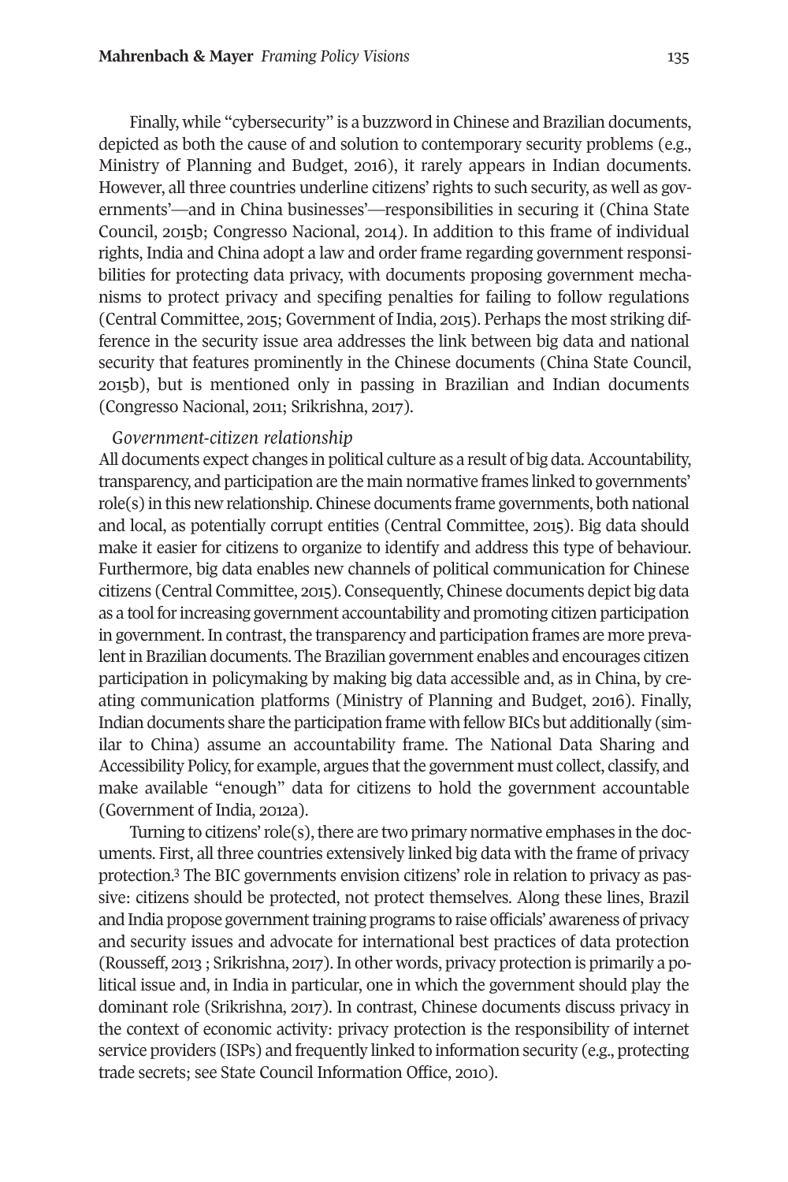Finally, while "cybersecurity" is a buzzword in Chinese and Brazilian documents, depicted as both the cause of and solution to contemporary security problems (e.g., Ministry of Planning and Budget, 2016), it rarely appears in Indian documents. However, all three countries underline citizens' rights to such security, as well as governments'—and in China businesses'—responsibilities in securing it (China State Council, 2015b; Congresso Nacional, 2014). In addition to this frame of individual rights, India and China adopt a law and order frame regarding government responsibilities for protecting data privacy, with documents proposing government mechanisms to protect privacy and specifing penalties for failing to follow regulations (Central Committee, 2015; Government of India, 2015). Perhaps the most striking difference in the security issue area addresses the link between big data and national security that features prominently in the Chinese documents (China State Council, 2015b), but is mentioned only in passing in Brazilian and Indian documents (Congresso Nacional, 2011; Srikrishna, 2017).

*Government-citizen relationship*

All documents expect changes in political culture as a result of big data. Accountability, transparency, and participation are the main normative frames linked to governments' role(s) in this new relationship. Chinese documents frame governments, both national and local, as potentially corrupt entities (Central Committee, 2015). Big data should make it easier for citizens to organize to identify and address this type of behaviour. Furthermore, big data enables new channels of political communication for Chinese citizens (Central Committee, 2015). Consequently, Chinese documents depict big data as a tool for increasing government accountability and promoting citizen participation in government. In contrast, the transparency and participation frames are more prevalent in Brazilian documents. The Brazilian government enables and encourages citizen participation in policymaking by making big data accessible and, as in China, by creating communication platforms (Ministry of Planning and Budget, 2016). Finally, Indian documents share the participation frame with fellow BICs but additionally (similar to China) assume an accountability frame. The National Data Sharing and Accessibility Policy, for example, argues that the government must collect, classify, and make available "enough" data for citizens to hold the government accountable (Government of India, 2012a).

Turning to citizens' role(s), there are two primary normative emphases in the documents. First, all three countries extensively linked big data with the frame of privacy protection.[3] The BIC governments envision citizens' role in relation to privacy as passive: citizens should be protected, not protect themselves. Along these lines, Brazil and India propose government training programs to raise officials' awareness of privacy and security issues and advocate for international best practices of data protection (Rousseff, 2013 ; Srikrishna, 2017). In other words, privacy protection is primarily a political issue and, in India in particular, one in which the government should play the dominant role (Srikrishna, 2017). In contrast, Chinese documents discuss privacy in the context of economic activity: privacy protection is the responsibility of internet service providers (ISPs) and frequently linked to information security (e.g., protecting trade secrets; see State Council Information Office, 2010).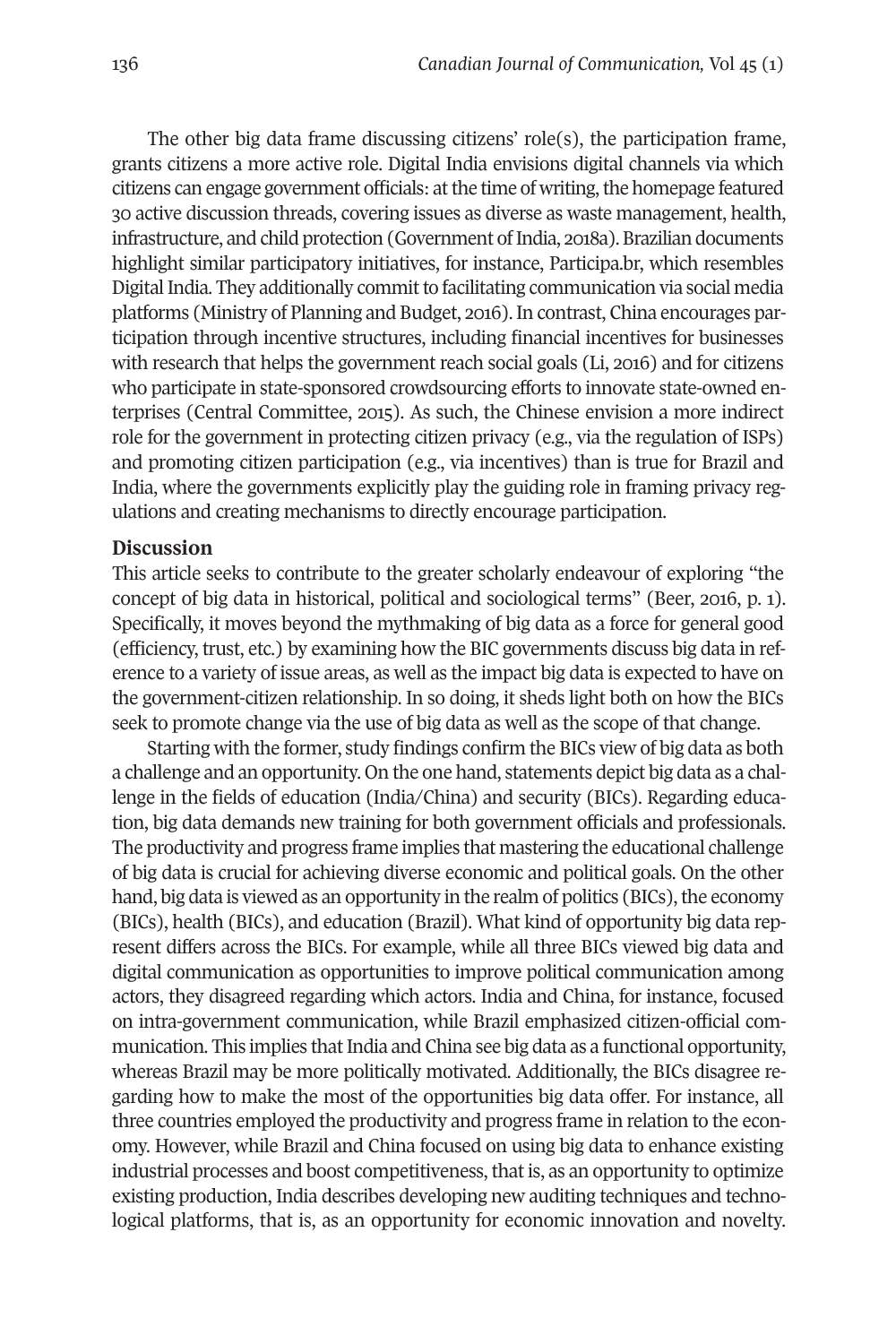The other big data frame discussing citizens' role(s), the participation frame, grants citizens a more active role. Digital India envisions digital channels via which citizens can engage government officials: at the time of writing, the homepage featured 30 active discussion threads, covering issues as diverse as waste management, health, infrastructure, and child protection (Government of India, 2018a). Brazilian documents highlight similar participatory initiatives, for instance, Participa.br, which resembles Digital India. They additionally commit to facilitating communication via social media platforms (Ministry of Planning and Budget, 2016). In contrast, China encourages participation through incentive structures, including financial incentives for businesses with research that helps the government reach social goals (Li, 2016) and for citizens who participate in state-sponsored crowdsourcing efforts to innovate state-owned enterprises (Central Committee, 2015). As such, the Chinese envision a more indirect role for the government in protecting citizen privacy (e.g., via the regulation of ISPs) and promoting citizen participation (e.g., via incentives) than is true for Brazil and India, where the governments explicitly play the guiding role in framing privacy regulations and creating mechanisms to directly encourage participation.

## Discussion

This article seeks to contribute to the greater scholarly endeavour of exploring "the concept of big data in historical, political and sociological terms" (Beer, 2016, p. 1). Specifically, it moves beyond the mythmaking of big data as a force for general good (efficiency, trust, etc.) by examining how the BIC governments discuss big data in reference to a variety of issue areas, as well as the impact big data is expected to have on the government-citizen relationship. In so doing, it sheds light both on how the BICs seek to promote change via the use of big data as well as the scope of that change.

Starting with the former, study findings confirm the BICs view of big data as both a challenge and an opportunity. On the one hand, statements depict big data as a challenge in the fields of education (India/China) and security (BICs). Regarding education, big data demands new training for both government officials and professionals. The productivity and progress frame implies that mastering the educational challenge of big data is crucial for achieving diverse economic and political goals. On the other hand, big data is viewed as an opportunity in the realm of politics (BICs), the economy (BICs), health (BICs), and education (Brazil). What kind of opportunity big data represent differs across the BICs. For example, while all three BICs viewed big data and digital communication as opportunities to improve political communication among actors, they disagreed regarding which actors. India and China, for instance, focused on intra-government communication, while Brazil emphasized citizen-official communication. This implies that India and China see big data as a functional opportunity, whereas Brazil may be more politically motivated. Additionally, the BICs disagree regarding how to make the most of the opportunities big data offer. For instance, all three countries employed the productivity and progress frame in relation to the economy. However, while Brazil and China focused on using big data to enhance existing industrial processes and boost competitiveness, that is, as an opportunity to optimize existing production, India describes developing new auditing techniques and technological platforms, that is, as an opportunity for economic innovation and novelty.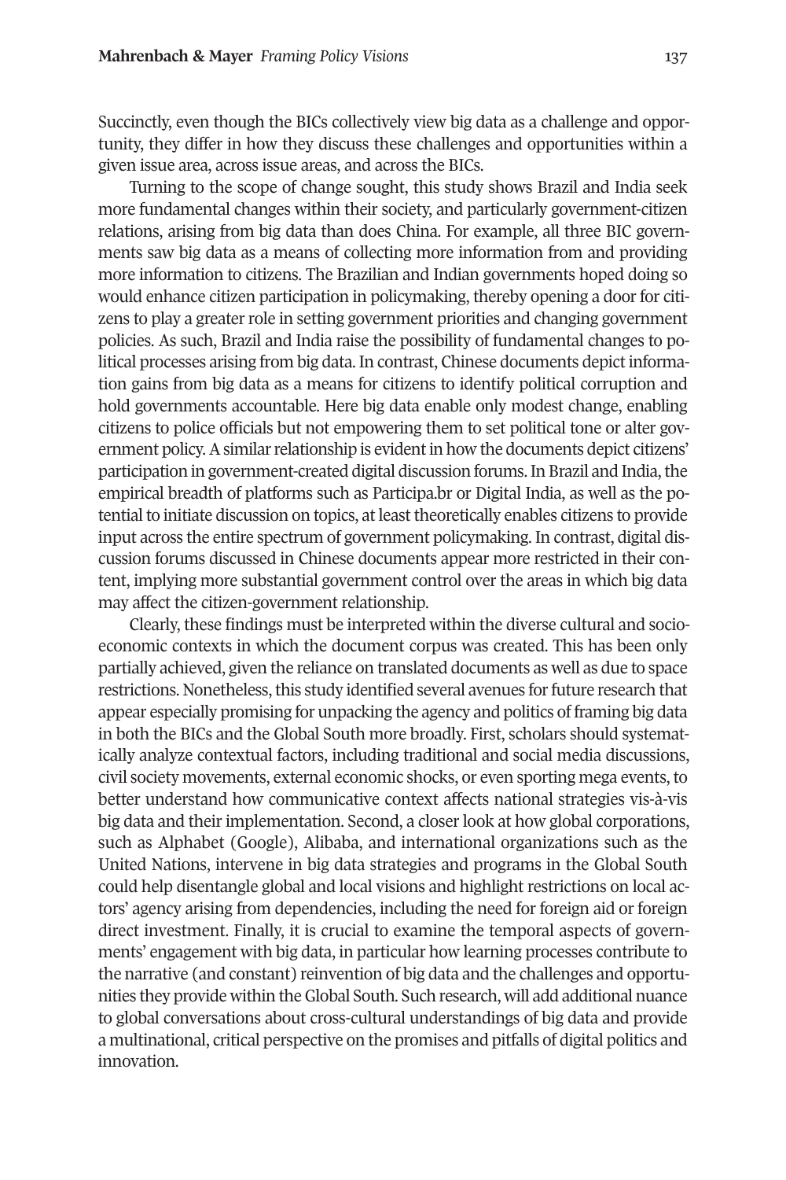Succinctly, even though the BICs collectively view big data as a challenge and opportunity, they differ in how they discuss these challenges and opportunities within a given issue area, across issue areas, and across the BICs.

Turning to the scope of change sought, this study shows Brazil and India seek more fundamental changes within their society, and particularly government-citizen relations, arising from big data than does China. For example, all three BIC governments saw big data as a means of collecting more information from and providing more information to citizens. The Brazilian and Indian governments hoped doing so would enhance citizen participation in policymaking, thereby opening a door for citizens to play a greater role in setting government priorities and changing government policies. As such, Brazil and India raise the possibility of fundamental changes to political processes arising from big data. In contrast, Chinese documents depict information gains from big data as a means for citizens to identify political corruption and hold governments accountable. Here big data enable only modest change, enabling citizens to police officials but not empowering them to set political tone or alter government policy. A similar relationship is evident in how the documents depict citizens' participation in government-created digital discussion forums. In Brazil and India, the empirical breadth of platforms such as Participa.br or Digital India, as well as the potential to initiate discussion on topics, at least theoretically enables citizens to provide input across the entire spectrum of government policymaking. In contrast, digital discussion forums discussed in Chinese documents appear more restricted in their content, implying more substantial government control over the areas in which big data may affect the citizen-government relationship.

Clearly, these findings must be interpreted within the diverse cultural and socioeconomic contexts in which the document corpus was created. This has been only partially achieved, given the reliance on translated documents as well as due to space restrictions. Nonetheless, this study identified several avenues for future research that appear especially promising for unpacking the agency and politics of framing big data in both the BICs and the Global South more broadly. First, scholars should systematically analyze contextual factors, including traditional and social media discussions, civil society movements, external economic shocks, or even sporting mega events, to better understand how communicative context affects national strategies vis-à-vis big data and their implementation. Second, a closer look at how global corporations, such as Alphabet (Google), Alibaba, and international organizations such as the United Nations, intervene in big data strategies and programs in the Global South could help disentangle global and local visions and highlight restrictions on local actors' agency arising from dependencies, including the need for foreign aid or foreign direct investment. Finally, it is crucial to examine the temporal aspects of governments' engagement with big data, in particular how learning processes contribute to the narrative (and constant) reinvention of big data and the challenges and opportunities they provide within the Global South. Such research, will add additional nuance to global conversations about cross-cultural understandings of big data and provide a multinational, critical perspective on the promises and pitfalls of digital politics and innovation.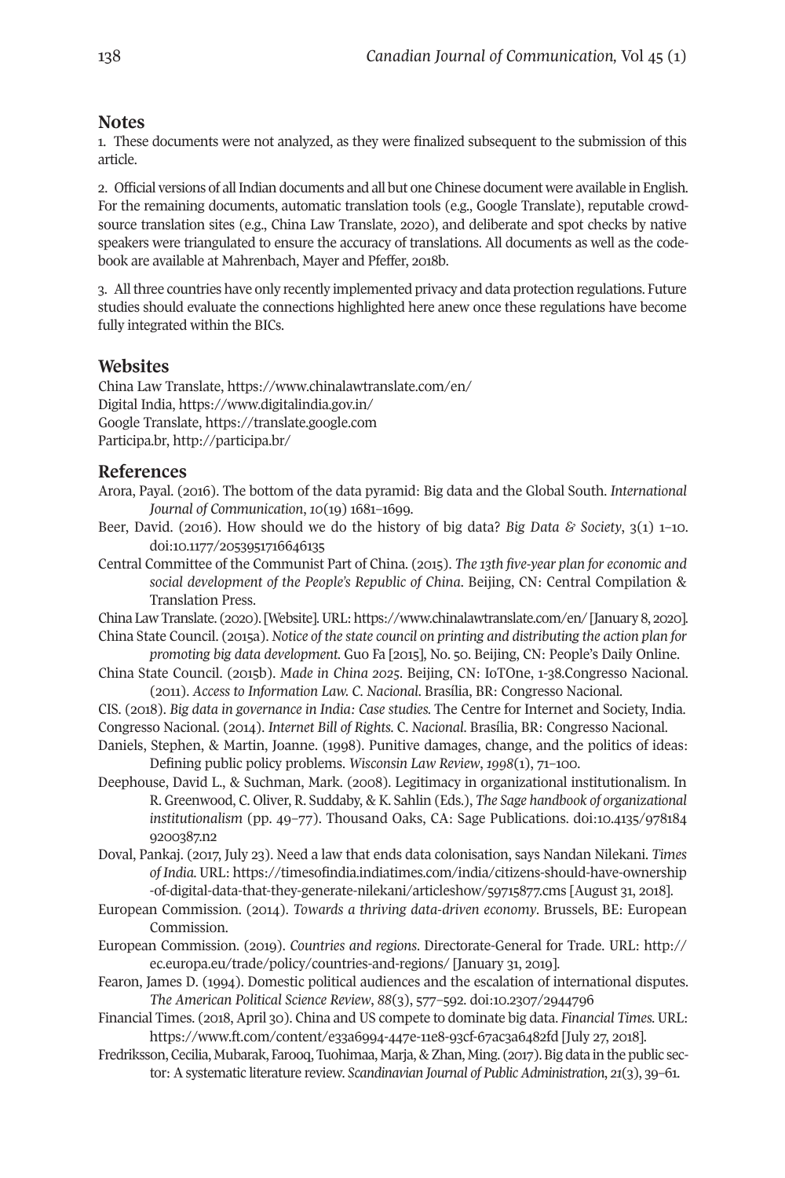## Notes

1. These documents were not analyzed, as they were finalized subsequent to the submission of this article.

2. Official versions of all Indian documents and all but one Chinese document were available in English. For the remaining documents, automatic translation tools (e.g., Google Translate), reputable crowdsource translation sites (e.g., China Law Translate, 2020), and deliberate and spot checks by native speakers were triangulated to ensure the accuracy of translations. All documents as well as the codebook are available at Mahrenbach, Mayer and Pfeffer, 2018b.

3. All three countries have only recently implemented privacy and data protection regulations. Future studies should evaluate the connections highlighted here anew once these regulations have become fully integrated within the BICs.

## Websites

China Law Translate, https://www.chinalawtranslate.com/en/
Digital India, https://www.digitalindia.gov.in/
Google Translate, https://translate.google.com
Participa.br, http://participa.br/

## References

Arora, Payal. (2016). The bottom of the data pyramid: Big data and the Global South. *International Journal of Communication*, *10*(19) 1681–1699.

Beer, David. (2016). How should we do the history of big data? *Big Data & Society*, 3(1) 1–10. doi:10.1177/2053951716646135

Central Committee of the Communist Part of China. (2015). *The 13th five-year plan for economic and social development of the People's Republic of China*. Beijing, CN: Central Compilation & Translation Press.

China Law Translate. (2020). [Website]. URL: https://www.chinalawtranslate.com/en/ [January 8, 2020].

China State Council. (2015a). *Notice of the state council on printing and distributing the action plan for promoting big data development.* Guo Fa [2015], No. 50. Beijing, CN: People's Daily Online.

China State Council. (2015b). *Made in China 2025*. Beijing, CN: IoTOne, 1-38.Congresso Nacional. (2011). *Access to Information Law. C. Nacional*. Brasília, BR: Congresso Nacional.

CIS. (2018). *Big data in governance in India: Case studies.* The Centre for Internet and Society, India.

Congresso Nacional. (2014). *Internet Bill of Rights. C. Nacional*. Brasília, BR: Congresso Nacional.

Daniels, Stephen, & Martin, Joanne. (1998). Punitive damages, change, and the politics of ideas: Defining public policy problems. *Wisconsin Law Review*, *1998*(1), 71–100.

Deephouse, David L., & Suchman, Mark. (2008). Legitimacy in organizational institutionalism. In R. Greenwood, C. Oliver, R. Suddaby, & K. Sahlin (Eds.), *The Sage handbook of organizational institutionalism* (pp. 49–77). Thousand Oaks, CA: Sage Publications. doi:10.4135/9781849200387.n2

Doval, Pankaj. (2017, July 23). Need a law that ends data colonisation, says Nandan Nilekani. *Times of India.* URL: https://timesofindia.indiatimes.com/india/citizens-should-have-ownership-of-digital-data-that-they-generate-nilekani/articleshow/59715877.cms [August 31, 2018].

European Commission. (2014). *Towards a thriving data-driven economy*. Brussels, BE: European Commission.

European Commission. (2019). *Countries and regions*. Directorate-General for Trade. URL: http://ec.europa.eu/trade/policy/countries-and-regions/ [January 31, 2019].

Fearon, James D. (1994). Domestic political audiences and the escalation of international disputes. *The American Political Science Review*, *88*(3), 577–592. doi:10.2307/2944796

Financial Times. (2018, April 30). China and US compete to dominate big data. *Financial Times.* URL: https://www.ft.com/content/e33a6994-447e-11e8-93cf-67ac3a6482fd [July 27, 2018].

Fredriksson, Cecilia, Mubarak, Farooq, Tuohimaa, Marja, & Zhan, Ming. (2017). Big data in the public sector: A systematic literature review. *Scandinavian Journal of Public Administration*, *21*(3), 39–61.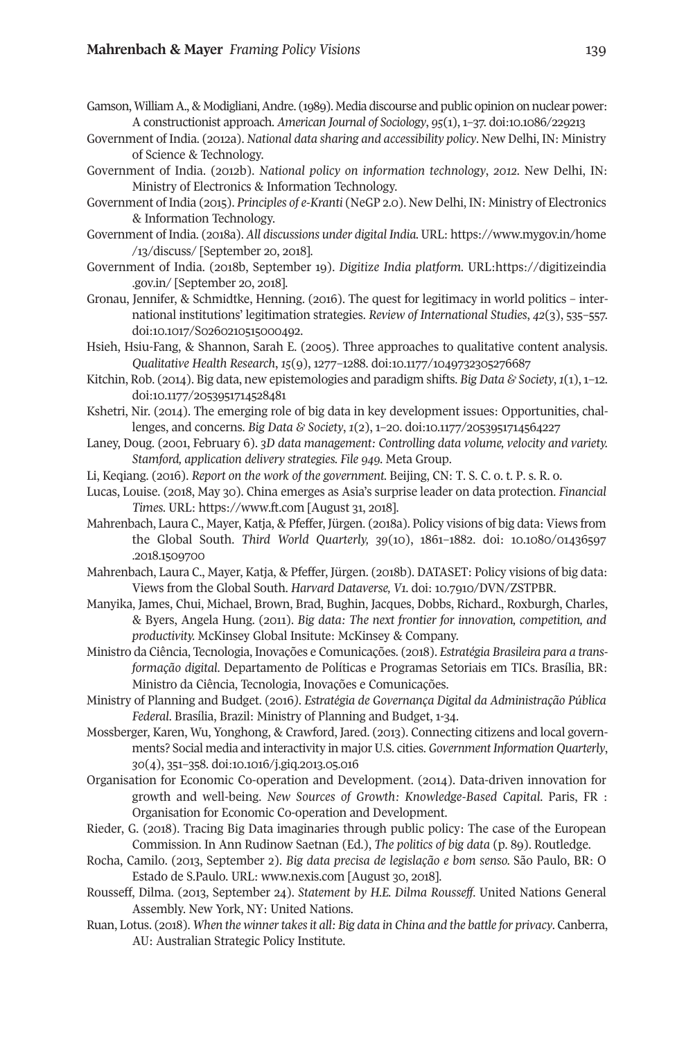Gamson, William A., & Modigliani, Andre. (1989). Media discourse and public opinion on nuclear power: A constructionist approach. *American Journal of Sociology*, *95*(1), 1–37. doi:10.1086/229213

Government of India. (2012a). *National data sharing and accessibility policy*. New Delhi, IN: Ministry of Science & Technology.

Government of India. (2012b). *National policy on information technology*, *2012*. New Delhi, IN: Ministry of Electronics & Information Technology.

Government of India (2015). *Principles of e-Kranti* (NeGP 2.0). New Delhi, IN: Ministry of Electronics & Information Technology.

Government of India. (2018a). *All discussions under digital India.* URL: https://www.mygov.in/home/13/discuss/ [September 20, 2018].

Government of India. (2018b, September 19). *Digitize India platform*. URL:https://digitizeindia.gov.in/ [September 20, 2018].

Gronau, Jennifer, & Schmidtke, Henning. (2016). The quest for legitimacy in world politics – international institutions' legitimation strategies. *Review of International Studies*, *42*(3), 535–557. doi:10.1017/S0260210515000492.

Hsieh, Hsiu-Fang, & Shannon, Sarah E. (2005). Three approaches to qualitative content analysis. *Qualitative Health Research*, *15*(9), 1277–1288. doi:10.1177/1049732305276687

Kitchin, Rob. (2014). Big data, new epistemologies and paradigm shifts. *Big Data & Society*, *1*(1), 1–12. doi:10.1177/2053951714528481

Kshetri, Nir. (2014). The emerging role of big data in key development issues: Opportunities, challenges, and concerns. *Big Data & Society*, *1*(2), 1–20. doi:10.1177/2053951714564227

Laney, Doug. (2001, February 6). *3D data management: Controlling data volume, velocity and variety. Stamford, application delivery strategies. File 949.* Meta Group.

Li, Keqiang. (2016). *Report on the work of the government.* Beijing, CN: T. S. C. o. t. P. s. R. o.

Lucas, Louise. (2018, May 30). China emerges as Asia's surprise leader on data protection. *Financial Times.* URL: https://www.ft.com [August 31, 2018].

Mahrenbach, Laura C., Mayer, Katja, & Pfeffer, Jürgen. (2018a). Policy visions of big data: Views from the Global South. *Third World Quarterly, 39*(10), 1861–1882. doi: 10.1080/01436597.2018.1509700

Mahrenbach, Laura C., Mayer, Katja, & Pfeffer, Jürgen. (2018b). DATASET: Policy visions of big data: Views from the Global South. *Harvard Dataverse, V1.* doi: 10.7910/DVN/ZSTPBR.

Manyika, James, Chui, Michael, Brown, Brad, Bughin, Jacques, Dobbs, Richard., Roxburgh, Charles, & Byers, Angela Hung. (2011). *Big data: The next frontier for innovation, competition, and productivity.* McKinsey Global Insitute: McKinsey & Company.

Ministro da Ciência, Tecnologia, Inovações e Comunicações. (2018). *Estratégia Brasileira para a transformação digital.* Departamento de Políticas e Programas Setoriais em TICs. Brasília, BR: Ministro da Ciência, Tecnologia, Inovações e Comunicações.

Ministry of Planning and Budget. (2016). *Estratégia de Governança Digital da Administração Pública Federal*. Brasília, Brazil: Ministry of Planning and Budget, 1-34.

Mossberger, Karen, Wu, Yonghong, & Crawford, Jared. (2013). Connecting citizens and local governments? Social media and interactivity in major U.S. cities. *Government Information Quarterly*, *30*(4), 351–358. doi:10.1016/j.giq.2013.05.016

Organisation for Economic Co-operation and Development. (2014). Data-driven innovation for growth and well-being. *New Sources of Growth: Knowledge-Based Capital*. Paris, FR : Organisation for Economic Co-operation and Development.

Rieder, G. (2018). Tracing Big Data imaginaries through public policy: The case of the European Commission. In Ann Rudinow Saetnan (Ed.), *The politics of big data* (p. 89). Routledge.

Rocha, Camilo. (2013, September 2). *Big data precisa de legislação e bom senso.* São Paulo, BR: O Estado de S.Paulo. URL: www.nexis.com [August 30, 2018].

Rousseff, Dilma. (2013, September 24). *Statement by H.E. Dilma Rousseff*. United Nations General Assembly. New York, NY: United Nations.

Ruan, Lotus. (2018). *When the winner takes it all: Big data in China and the battle for privacy*. Canberra, AU: Australian Strategic Policy Institute.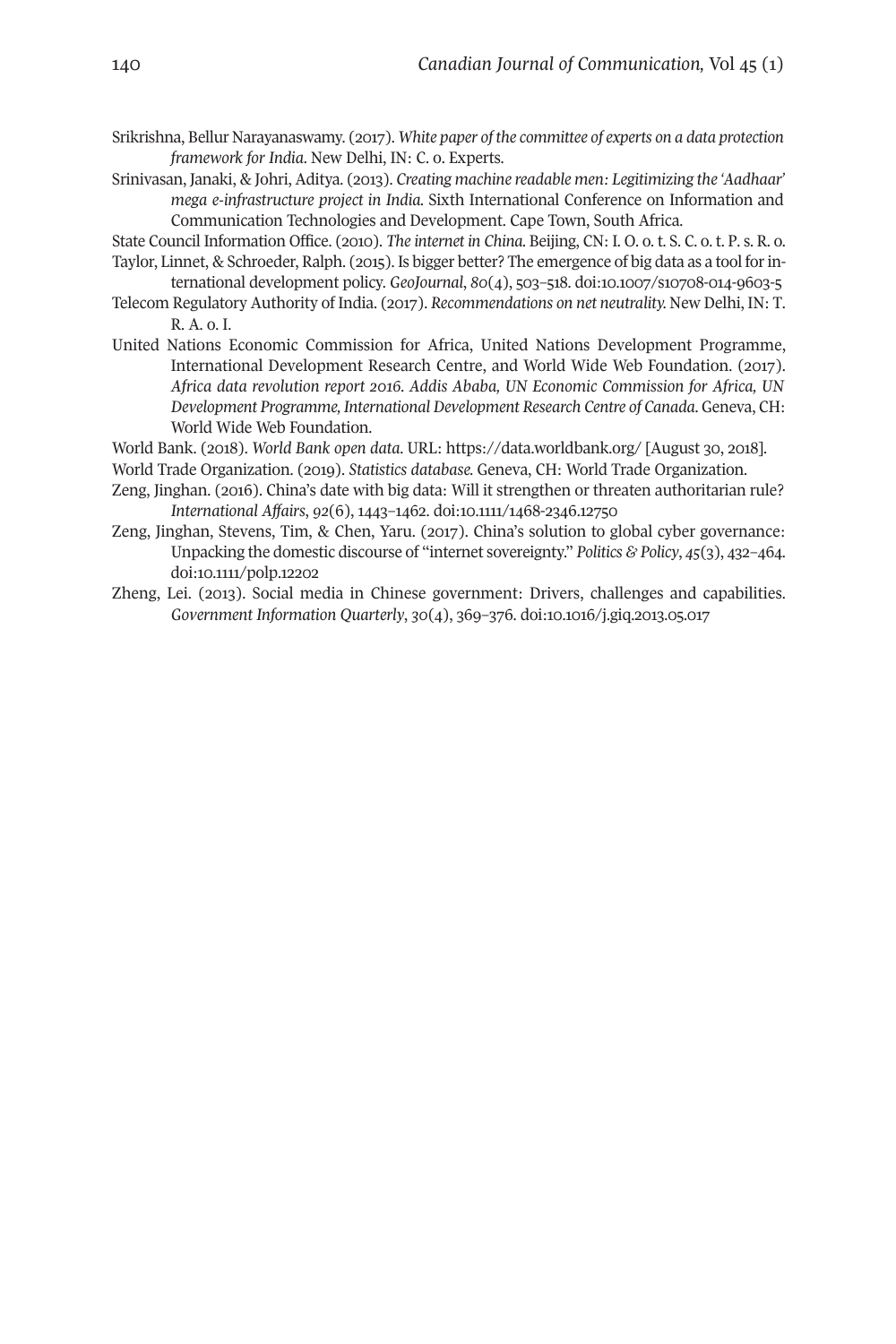Srikrishna, Bellur Narayanaswamy. (2017). *White paper of the committee of experts on a data protection framework for India.* New Delhi, IN: C. o. Experts.

Srinivasan, Janaki, & Johri, Aditya. (2013). *Creating machine readable men: Legitimizing the 'Aadhaar' mega e-infrastructure project in India.* Sixth International Conference on Information and Communication Technologies and Development. Cape Town, South Africa.

State Council Information Office. (2010). *The internet in China.* Beijing, CN: I. O. o. t. S. C. o. t. P. s. R. o.

Taylor, Linnet, & Schroeder, Ralph. (2015). Is bigger better? The emergence of big data as a tool for international development policy. *GeoJournal*, *80*(4), 503–518. doi:10.1007/s10708-014-9603-5

Telecom Regulatory Authority of India. (2017). *Recommendations on net neutrality.* New Delhi, IN: T. R. A. o. I.

United Nations Economic Commission for Africa, United Nations Development Programme, International Development Research Centre, and World Wide Web Foundation. (2017). *Africa data revolution report 2016. Addis Ababa, UN Economic Commission for Africa, UN Development Programme, International Development Research Centre of Canada.* Geneva, CH: World Wide Web Foundation.

World Bank. (2018). *World Bank open data.* URL: https://data.worldbank.org/ [August 30, 2018].

World Trade Organization. (2019). *Statistics database.* Geneva, CH: World Trade Organization.

Zeng, Jinghan. (2016). China's date with big data: Will it strengthen or threaten authoritarian rule? *International Affairs*, *92*(6), 1443–1462. doi:10.1111/1468-2346.12750

Zeng, Jinghan, Stevens, Tim, & Chen, Yaru. (2017). China's solution to global cyber governance: Unpacking the domestic discourse of "internet sovereignty." *Politics & Policy*, *45*(3), 432–464. doi:10.1111/polp.12202

Zheng, Lei. (2013). Social media in Chinese government: Drivers, challenges and capabilities. *Government Information Quarterly*, *30*(4), 369–376. doi:10.1016/j.giq.2013.05.017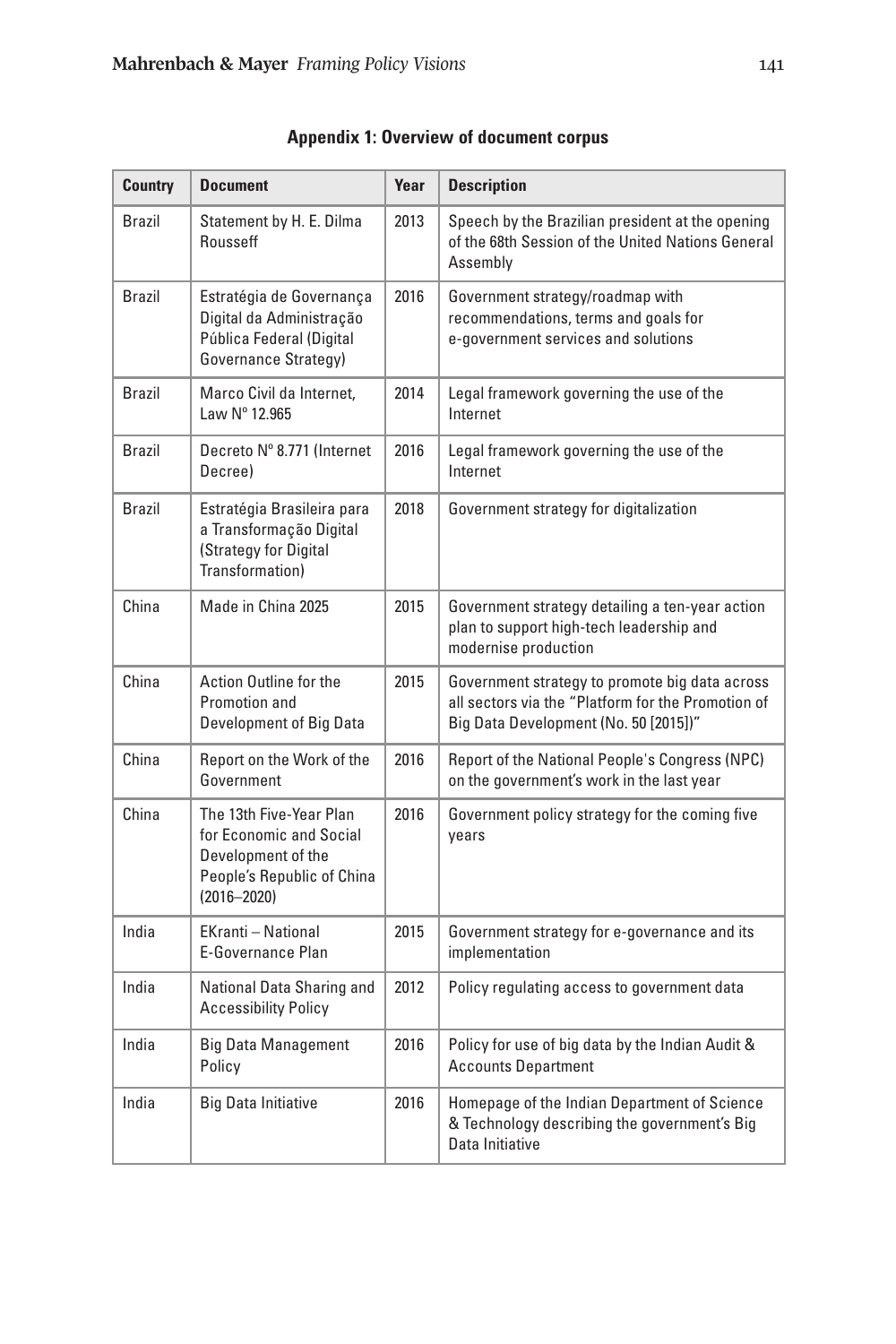## Appendix 1: Overview of document corpus

| Country | Document | Year | Description |
|---|---|---|---|
| Brazil | Statement by H. E. Dilma Rousseff | 2013 | Speech by the Brazilian president at the opening of the 68th Session of the United Nations General Assembly |
| Brazil | Estratégia de Governança Digital da Administração Pública Federal (Digital Governance Strategy) | 2016 | Government strategy/roadmap with recommendations, terms and goals for e-government services and solutions |
| Brazil | Marco Civil da Internet, Law Nº 12.965 | 2014 | Legal framework governing the use of the Internet |
| Brazil | Decreto Nº 8.771 (Internet Decree) | 2016 | Legal framework governing the use of the Internet |
| Brazil | Estratégia Brasileira para a Transformação Digital (Strategy for Digital Transformation) | 2018 | Government strategy for digitalization |
| China | Made in China 2025 | 2015 | Government strategy detailing a ten-year action plan to support high-tech leadership and modernise production |
| China | Action Outline for the Promotion and Development of Big Data | 2015 | Government strategy to promote big data across all sectors via the "Platform for the Promotion of Big Data Development (No. 50 [2015])" |
| China | Report on the Work of the Government | 2016 | Report of the National People's Congress (NPC) on the government's work in the last year |
| China | The 13th Five-Year Plan for Economic and Social Development of the People's Republic of China (2016–2020) | 2016 | Government policy strategy for the coming five years |
| India | EKranti – National E-Governance Plan | 2015 | Government strategy for e-governance and its implementation |
| India | National Data Sharing and Accessibility Policy | 2012 | Policy regulating access to government data |
| India | Big Data Management Policy | 2016 | Policy for use of big data by the Indian Audit & Accounts Department |
| India | Big Data Initiative | 2016 | Homepage of the Indian Department of Science & Technology describing the government's Big Data Initiative |